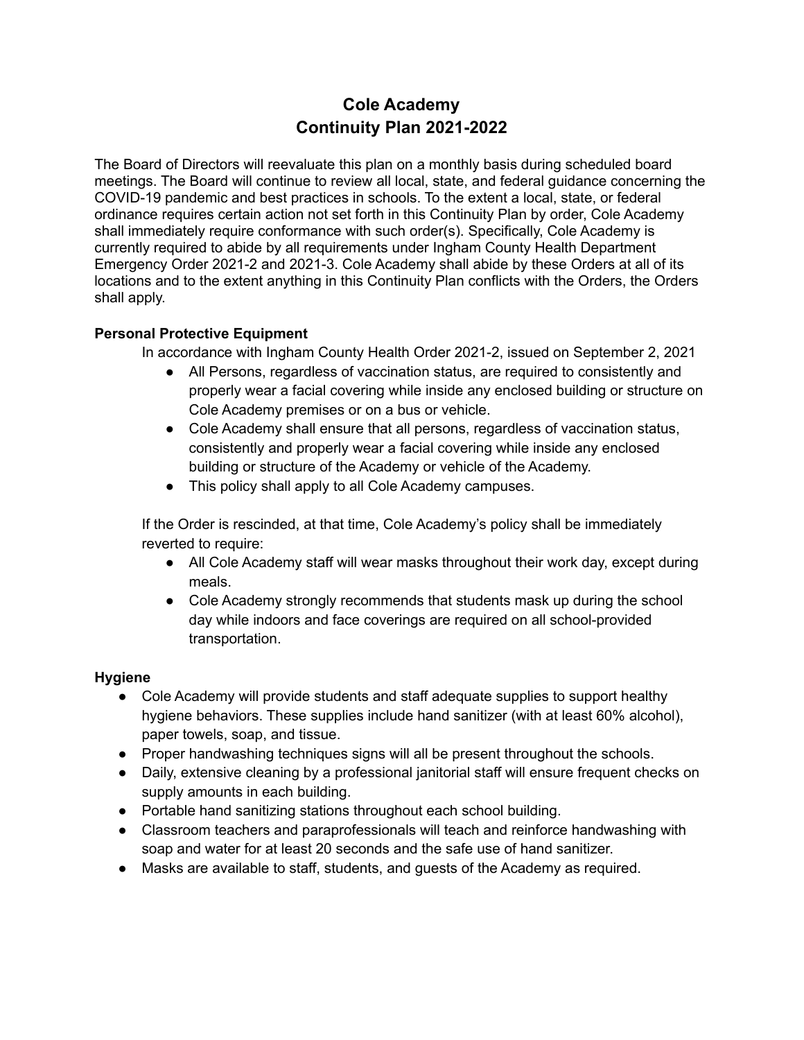# Cole Academy
# Continuity Plan 2021-2022

The Board of Directors will reevaluate this plan on a monthly basis during scheduled board meetings. The Board will continue to review all local, state, and federal guidance concerning the COVID-19 pandemic and best practices in schools. To the extent a local, state, or federal ordinance requires certain action not set forth in this Continuity Plan by order, Cole Academy shall immediately require conformance with such order(s). Specifically, Cole Academy is currently required to abide by all requirements under Ingham County Health Department Emergency Order 2021-2 and 2021-3. Cole Academy shall abide by these Orders at all of its locations and to the extent anything in this Continuity Plan conflicts with the Orders, the Orders shall apply.

**Personal Protective Equipment**

In accordance with Ingham County Health Order 2021-2, issued on September 2, 2021

- All Persons, regardless of vaccination status, are required to consistently and properly wear a facial covering while inside any enclosed building or structure on Cole Academy premises or on a bus or vehicle.
- Cole Academy shall ensure that all persons, regardless of vaccination status, consistently and properly wear a facial covering while inside any enclosed building or structure of the Academy or vehicle of the Academy.
- This policy shall apply to all Cole Academy campuses.

If the Order is rescinded, at that time, Cole Academy's policy shall be immediately reverted to require:

- All Cole Academy staff will wear masks throughout their work day, except during meals.
- Cole Academy strongly recommends that students mask up during the school day while indoors and face coverings are required on all school-provided transportation.

**Hygiene**

- Cole Academy will provide students and staff adequate supplies to support healthy hygiene behaviors. These supplies include hand sanitizer (with at least 60% alcohol), paper towels, soap, and tissue.
- Proper handwashing techniques signs will all be present throughout the schools.
- Daily, extensive cleaning by a professional janitorial staff will ensure frequent checks on supply amounts in each building.
- Portable hand sanitizing stations throughout each school building.
- Classroom teachers and paraprofessionals will teach and reinforce handwashing with soap and water for at least 20 seconds and the safe use of hand sanitizer.
- Masks are available to staff, students, and guests of the Academy as required.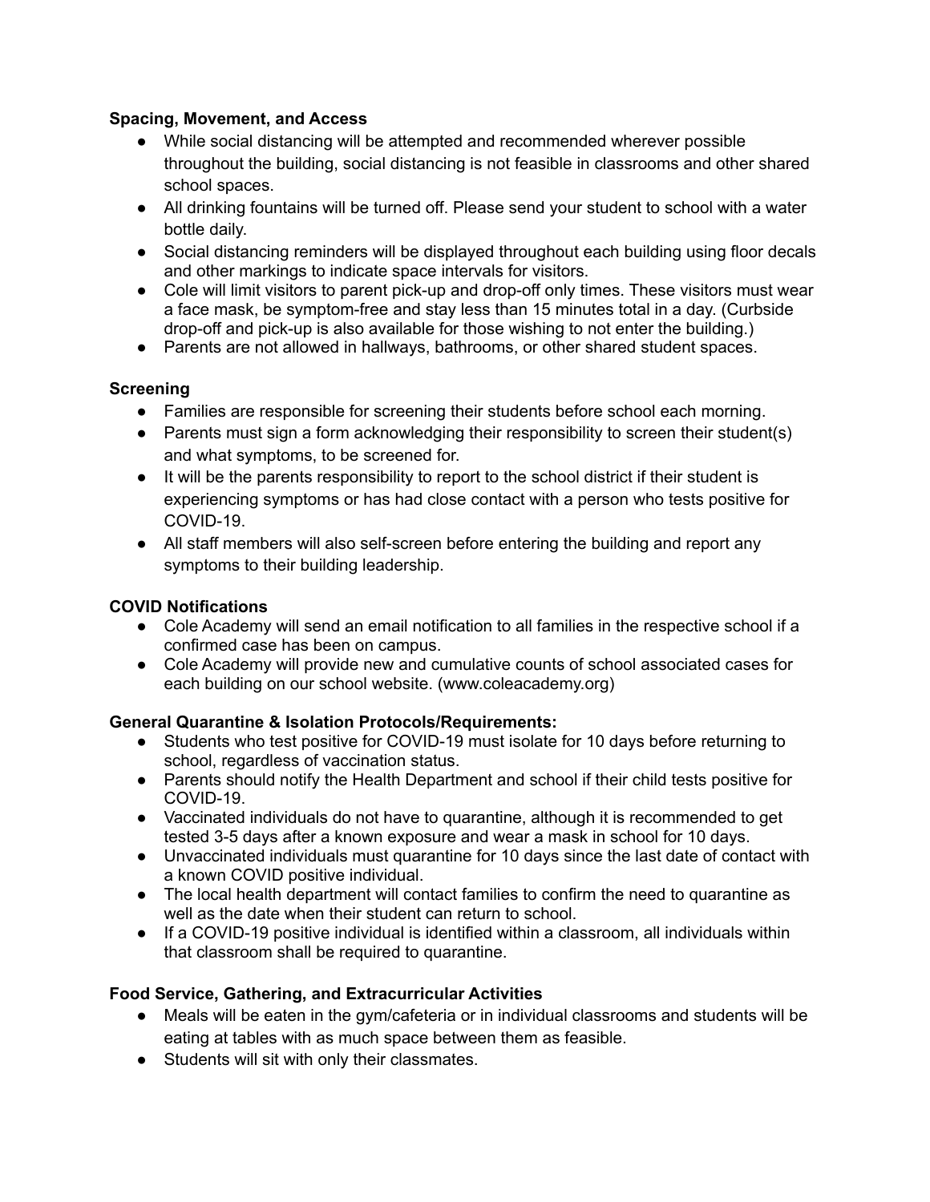**Spacing, Movement, and Access**

- While social distancing will be attempted and recommended wherever possible throughout the building, social distancing is not feasible in classrooms and other shared school spaces.
- All drinking fountains will be turned off. Please send your student to school with a water bottle daily.
- Social distancing reminders will be displayed throughout each building using floor decals and other markings to indicate space intervals for visitors.
- Cole will limit visitors to parent pick-up and drop-off only times. These visitors must wear a face mask, be symptom-free and stay less than 15 minutes total in a day. (Curbside drop-off and pick-up is also available for those wishing to not enter the building.)
- Parents are not allowed in hallways, bathrooms, or other shared student spaces.

**Screening**

- Families are responsible for screening their students before school each morning.
- Parents must sign a form acknowledging their responsibility to screen their student(s) and what symptoms, to be screened for.
- It will be the parents responsibility to report to the school district if their student is experiencing symptoms or has had close contact with a person who tests positive for COVID-19.
- All staff members will also self-screen before entering the building and report any symptoms to their building leadership.

**COVID Notifications**

- Cole Academy will send an email notification to all families in the respective school if a confirmed case has been on campus.
- Cole Academy will provide new and cumulative counts of school associated cases for each building on our school website. (www.coleacademy.org)

**General Quarantine & Isolation Protocols/Requirements:**

- Students who test positive for COVID-19 must isolate for 10 days before returning to school, regardless of vaccination status.
- Parents should notify the Health Department and school if their child tests positive for COVID-19.
- Vaccinated individuals do not have to quarantine, although it is recommended to get tested 3-5 days after a known exposure and wear a mask in school for 10 days.
- Unvaccinated individuals must quarantine for 10 days since the last date of contact with a known COVID positive individual.
- The local health department will contact families to confirm the need to quarantine as well as the date when their student can return to school.
- If a COVID-19 positive individual is identified within a classroom, all individuals within that classroom shall be required to quarantine.

**Food Service, Gathering, and Extracurricular Activities**

- Meals will be eaten in the gym/cafeteria or in individual classrooms and students will be eating at tables with as much space between them as feasible.
- Students will sit with only their classmates.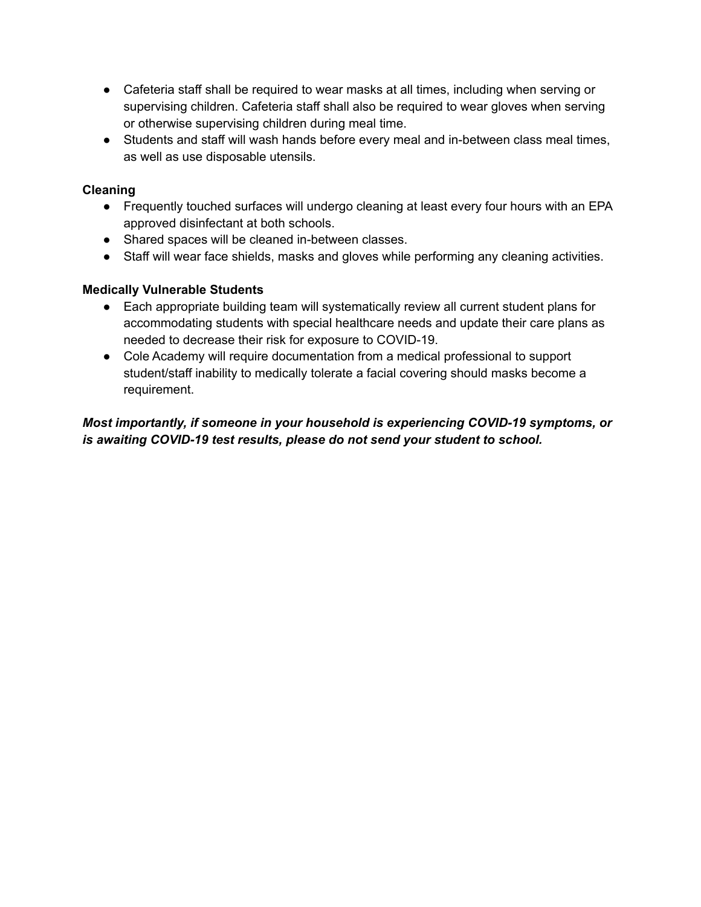- Cafeteria staff shall be required to wear masks at all times, including when serving or supervising children. Cafeteria staff shall also be required to wear gloves when serving or otherwise supervising children during meal time.
- Students and staff will wash hands before every meal and in-between class meal times, as well as use disposable utensils.

**Cleaning**

- Frequently touched surfaces will undergo cleaning at least every four hours with an EPA approved disinfectant at both schools.
- Shared spaces will be cleaned in-between classes.
- Staff will wear face shields, masks and gloves while performing any cleaning activities.

**Medically Vulnerable Students**

- Each appropriate building team will systematically review all current student plans for accommodating students with special healthcare needs and update their care plans as needed to decrease their risk for exposure to COVID-19.
- Cole Academy will require documentation from a medical professional to support student/staff inability to medically tolerate a facial covering should masks become a requirement.

***Most importantly, if someone in your household is experiencing COVID-19 symptoms, or is awaiting COVID-19 test results, please do not send your student to school.***